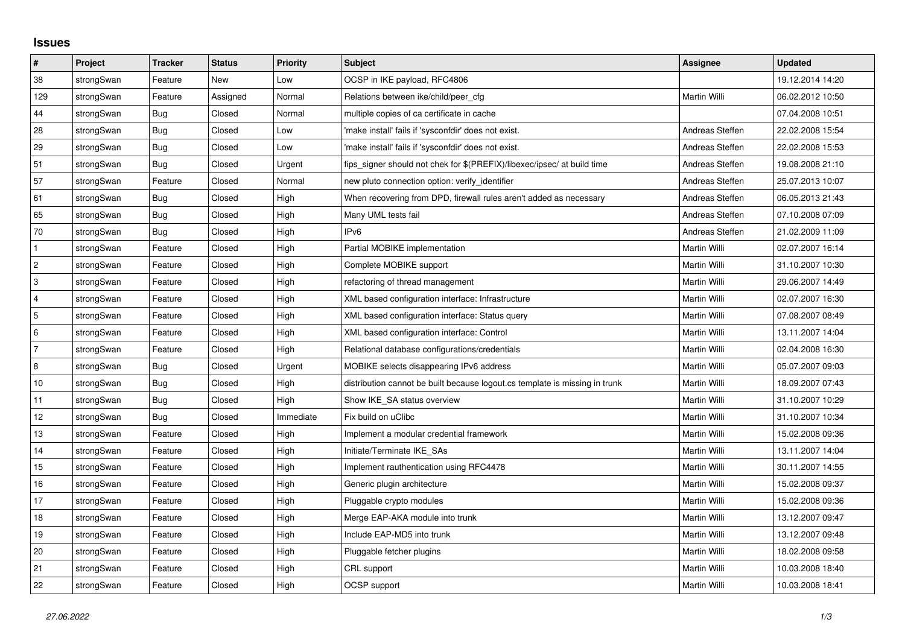# Issues

| # | Project | Tracker | Status | Priority | Subject | Assignee | Updated |
|---|---|---|---|---|---|---|---|
| 38 | strongSwan | Feature | New | Low | OCSP in IKE payload, RFC4806 | | 19.12.2014 14:20 |
| 129 | strongSwan | Feature | Assigned | Normal | Relations between ike/child/peer_cfg | Martin Willi | 06.02.2012 10:50 |
| 44 | strongSwan | Bug | Closed | Normal | multiple copies of ca certificate in cache | | 07.04.2008 10:51 |
| 28 | strongSwan | Bug | Closed | Low | 'make install' fails if 'sysconfdir' does not exist. | Andreas Steffen | 22.02.2008 15:54 |
| 29 | strongSwan | Bug | Closed | Low | 'make install' fails if 'sysconfdir' does not exist. | Andreas Steffen | 22.02.2008 15:53 |
| 51 | strongSwan | Bug | Closed | Urgent | fips_signer should not chek for $(PREFIX)/libexec/ipsec/ at build time | Andreas Steffen | 19.08.2008 21:10 |
| 57 | strongSwan | Feature | Closed | Normal | new pluto connection option: verify_identifier | Andreas Steffen | 25.07.2013 10:07 |
| 61 | strongSwan | Bug | Closed | High | When recovering from DPD, firewall rules aren't added as necessary | Andreas Steffen | 06.05.2013 21:43 |
| 65 | strongSwan | Bug | Closed | High | Many UML tests fail | Andreas Steffen | 07.10.2008 07:09 |
| 70 | strongSwan | Bug | Closed | High | IPv6 | Andreas Steffen | 21.02.2009 11:09 |
| 1 | strongSwan | Feature | Closed | High | Partial MOBIKE implementation | Martin Willi | 02.07.2007 16:14 |
| 2 | strongSwan | Feature | Closed | High | Complete MOBIKE support | Martin Willi | 31.10.2007 10:30 |
| 3 | strongSwan | Feature | Closed | High | refactoring of thread management | Martin Willi | 29.06.2007 14:49 |
| 4 | strongSwan | Feature | Closed | High | XML based configuration interface: Infrastructure | Martin Willi | 02.07.2007 16:30 |
| 5 | strongSwan | Feature | Closed | High | XML based configuration interface: Status query | Martin Willi | 07.08.2007 08:49 |
| 6 | strongSwan | Feature | Closed | High | XML based configuration interface: Control | Martin Willi | 13.11.2007 14:04 |
| 7 | strongSwan | Feature | Closed | High | Relational database configurations/credentials | Martin Willi | 02.04.2008 16:30 |
| 8 | strongSwan | Bug | Closed | Urgent | MOBIKE selects disappearing IPv6 address | Martin Willi | 05.07.2007 09:03 |
| 10 | strongSwan | Bug | Closed | High | distribution cannot be built because logout.cs template is missing in trunk | Martin Willi | 18.09.2007 07:43 |
| 11 | strongSwan | Bug | Closed | High | Show IKE_SA status overview | Martin Willi | 31.10.2007 10:29 |
| 12 | strongSwan | Bug | Closed | Immediate | Fix build on uClibc | Martin Willi | 31.10.2007 10:34 |
| 13 | strongSwan | Feature | Closed | High | Implement a modular credential framework | Martin Willi | 15.02.2008 09:36 |
| 14 | strongSwan | Feature | Closed | High | Initiate/Terminate IKE_SAs | Martin Willi | 13.11.2007 14:04 |
| 15 | strongSwan | Feature | Closed | High | Implement rauthentication using RFC4478 | Martin Willi | 30.11.2007 14:55 |
| 16 | strongSwan | Feature | Closed | High | Generic plugin architecture | Martin Willi | 15.02.2008 09:37 |
| 17 | strongSwan | Feature | Closed | High | Pluggable crypto modules | Martin Willi | 15.02.2008 09:36 |
| 18 | strongSwan | Feature | Closed | High | Merge EAP-AKA module into trunk | Martin Willi | 13.12.2007 09:47 |
| 19 | strongSwan | Feature | Closed | High | Include EAP-MD5 into trunk | Martin Willi | 13.12.2007 09:48 |
| 20 | strongSwan | Feature | Closed | High | Pluggable fetcher plugins | Martin Willi | 18.02.2008 09:58 |
| 21 | strongSwan | Feature | Closed | High | CRL support | Martin Willi | 10.03.2008 18:40 |
| 22 | strongSwan | Feature | Closed | High | OCSP support | Martin Willi | 10.03.2008 18:41 |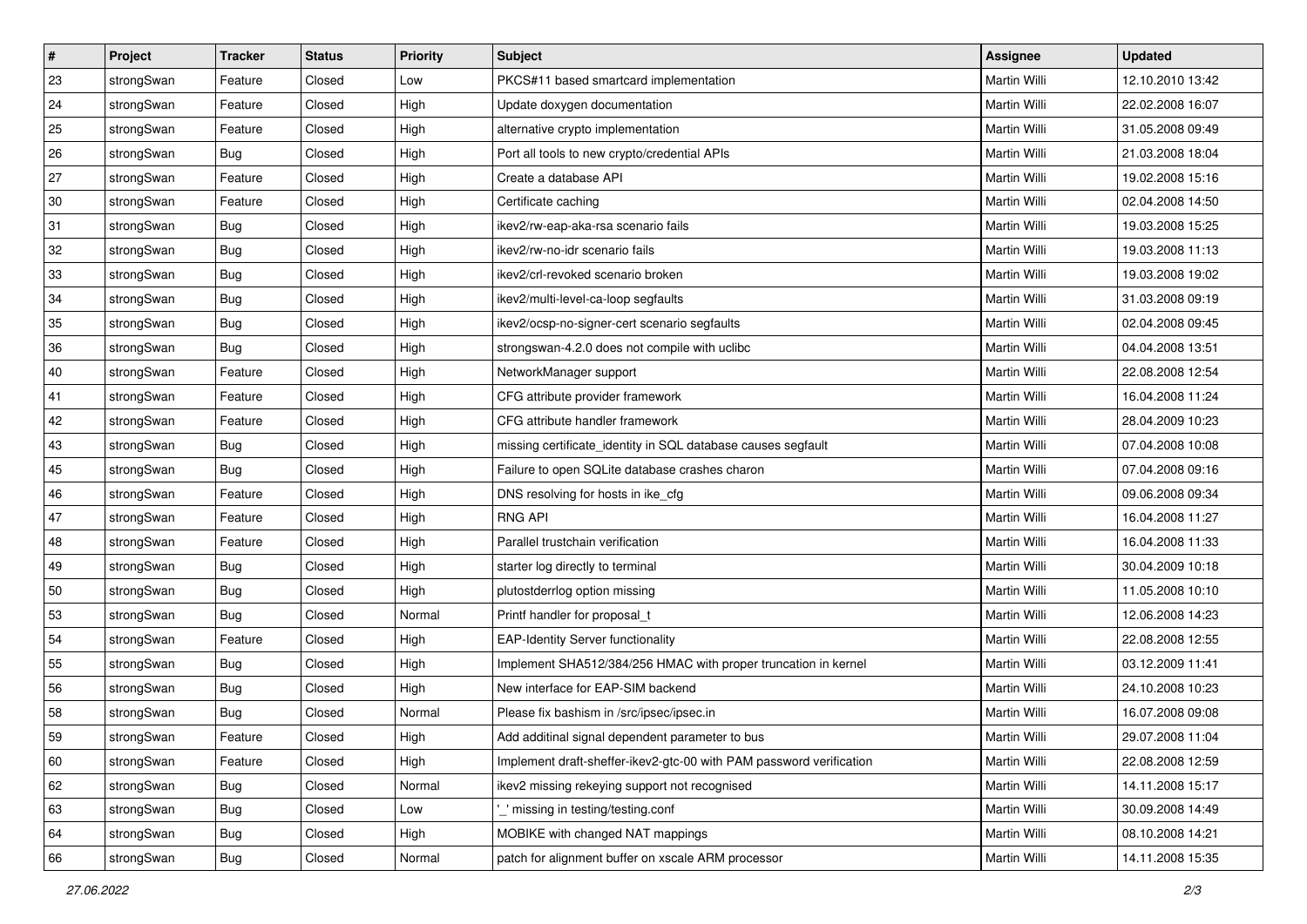| # | Project | Tracker | Status | Priority | Subject | Assignee | Updated |
|---|---|---|---|---|---|---|---|
| 23 | strongSwan | Feature | Closed | Low | PKCS#11 based smartcard implementation | Martin Willi | 12.10.2010 13:42 |
| 24 | strongSwan | Feature | Closed | High | Update doxygen documentation | Martin Willi | 22.02.2008 16:07 |
| 25 | strongSwan | Feature | Closed | High | alternative crypto implementation | Martin Willi | 31.05.2008 09:49 |
| 26 | strongSwan | Bug | Closed | High | Port all tools to new crypto/credential APIs | Martin Willi | 21.03.2008 18:04 |
| 27 | strongSwan | Feature | Closed | High | Create a database API | Martin Willi | 19.02.2008 15:16 |
| 30 | strongSwan | Feature | Closed | High | Certificate caching | Martin Willi | 02.04.2008 14:50 |
| 31 | strongSwan | Bug | Closed | High | ikev2/rw-eap-aka-rsa scenario fails | Martin Willi | 19.03.2008 15:25 |
| 32 | strongSwan | Bug | Closed | High | ikev2/rw-no-idr scenario fails | Martin Willi | 19.03.2008 11:13 |
| 33 | strongSwan | Bug | Closed | High | ikev2/crl-revoked scenario broken | Martin Willi | 19.03.2008 19:02 |
| 34 | strongSwan | Bug | Closed | High | ikev2/multi-level-ca-loop segfaults | Martin Willi | 31.03.2008 09:19 |
| 35 | strongSwan | Bug | Closed | High | ikev2/ocsp-no-signer-cert scenario segfaults | Martin Willi | 02.04.2008 09:45 |
| 36 | strongSwan | Bug | Closed | High | strongswan-4.2.0 does not compile with uclibc | Martin Willi | 04.04.2008 13:51 |
| 40 | strongSwan | Feature | Closed | High | NetworkManager support | Martin Willi | 22.08.2008 12:54 |
| 41 | strongSwan | Feature | Closed | High | CFG attribute provider framework | Martin Willi | 16.04.2008 11:24 |
| 42 | strongSwan | Feature | Closed | High | CFG attribute handler framework | Martin Willi | 28.04.2009 10:23 |
| 43 | strongSwan | Bug | Closed | High | missing certificate_identity in SQL database causes segfault | Martin Willi | 07.04.2008 10:08 |
| 45 | strongSwan | Bug | Closed | High | Failure to open SQLite database crashes charon | Martin Willi | 07.04.2008 09:16 |
| 46 | strongSwan | Feature | Closed | High | DNS resolving for hosts in ike_cfg | Martin Willi | 09.06.2008 09:34 |
| 47 | strongSwan | Feature | Closed | High | RNG API | Martin Willi | 16.04.2008 11:27 |
| 48 | strongSwan | Feature | Closed | High | Parallel trustchain verification | Martin Willi | 16.04.2008 11:33 |
| 49 | strongSwan | Bug | Closed | High | starter log directly to terminal | Martin Willi | 30.04.2009 10:18 |
| 50 | strongSwan | Bug | Closed | High | plutostderrlog option missing | Martin Willi | 11.05.2008 10:10 |
| 53 | strongSwan | Bug | Closed | Normal | Printf handler for proposal_t | Martin Willi | 12.06.2008 14:23 |
| 54 | strongSwan | Feature | Closed | High | EAP-Identity Server functionality | Martin Willi | 22.08.2008 12:55 |
| 55 | strongSwan | Bug | Closed | High | Implement SHA512/384/256 HMAC with proper truncation in kernel | Martin Willi | 03.12.2009 11:41 |
| 56 | strongSwan | Bug | Closed | High | New interface for EAP-SIM backend | Martin Willi | 24.10.2008 10:23 |
| 58 | strongSwan | Bug | Closed | Normal | Please fix bashism in /src/ipsec/ipsec.in | Martin Willi | 16.07.2008 09:08 |
| 59 | strongSwan | Feature | Closed | High | Add additinal signal dependent parameter to bus | Martin Willi | 29.07.2008 11:04 |
| 60 | strongSwan | Feature | Closed | High | Implement draft-sheffer-ikev2-gtc-00 with PAM password verification | Martin Willi | 22.08.2008 12:59 |
| 62 | strongSwan | Bug | Closed | Normal | ikev2 missing rekeying support not recognised | Martin Willi | 14.11.2008 15:17 |
| 63 | strongSwan | Bug | Closed | Low | '_' missing in testing/testing.conf | Martin Willi | 30.09.2008 14:49 |
| 64 | strongSwan | Bug | Closed | High | MOBIKE with changed NAT mappings | Martin Willi | 08.10.2008 14:21 |
| 66 | strongSwan | Bug | Closed | Normal | patch for alignment buffer on xscale ARM processor | Martin Willi | 14.11.2008 15:35 |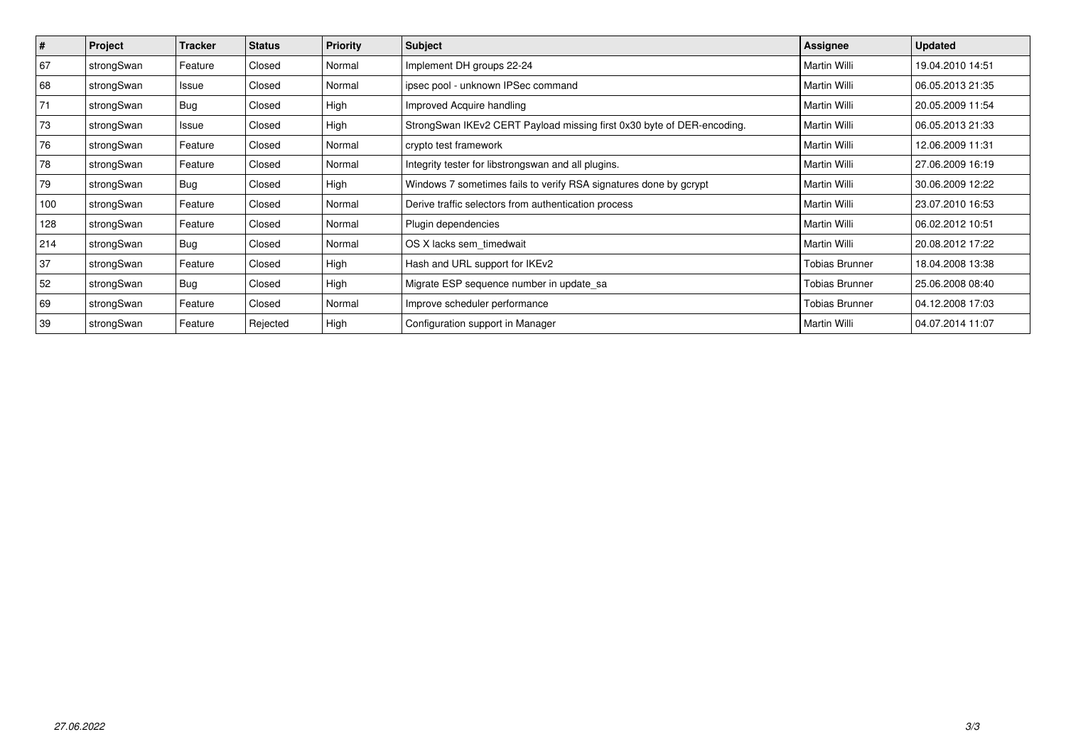| # | Project | Tracker | Status | Priority | Subject | Assignee | Updated |
|---|---|---|---|---|---|---|---|
| 67 | strongSwan | Feature | Closed | Normal | Implement DH groups 22-24 | Martin Willi | 19.04.2010 14:51 |
| 68 | strongSwan | Issue | Closed | Normal | ipsec pool - unknown IPSec command | Martin Willi | 06.05.2013 21:35 |
| 71 | strongSwan | Bug | Closed | High | Improved Acquire handling | Martin Willi | 20.05.2009 11:54 |
| 73 | strongSwan | Issue | Closed | High | StrongSwan IKEv2 CERT Payload missing first 0x30 byte of DER-encoding. | Martin Willi | 06.05.2013 21:33 |
| 76 | strongSwan | Feature | Closed | Normal | crypto test framework | Martin Willi | 12.06.2009 11:31 |
| 78 | strongSwan | Feature | Closed | Normal | Integrity tester for libstrongswan and all plugins. | Martin Willi | 27.06.2009 16:19 |
| 79 | strongSwan | Bug | Closed | High | Windows 7 sometimes fails to verify RSA signatures done by gcrypt | Martin Willi | 30.06.2009 12:22 |
| 100 | strongSwan | Feature | Closed | Normal | Derive traffic selectors from authentication process | Martin Willi | 23.07.2010 16:53 |
| 128 | strongSwan | Feature | Closed | Normal | Plugin dependencies | Martin Willi | 06.02.2012 10:51 |
| 214 | strongSwan | Bug | Closed | Normal | OS X lacks sem_timedwait | Martin Willi | 20.08.2012 17:22 |
| 37 | strongSwan | Feature | Closed | High | Hash and URL support for IKEv2 | Tobias Brunner | 18.04.2008 13:38 |
| 52 | strongSwan | Bug | Closed | High | Migrate ESP sequence number in update_sa | Tobias Brunner | 25.06.2008 08:40 |
| 69 | strongSwan | Feature | Closed | Normal | Improve scheduler performance | Tobias Brunner | 04.12.2008 17:03 |
| 39 | strongSwan | Feature | Rejected | High | Configuration support in Manager | Martin Willi | 04.07.2014 11:07 |